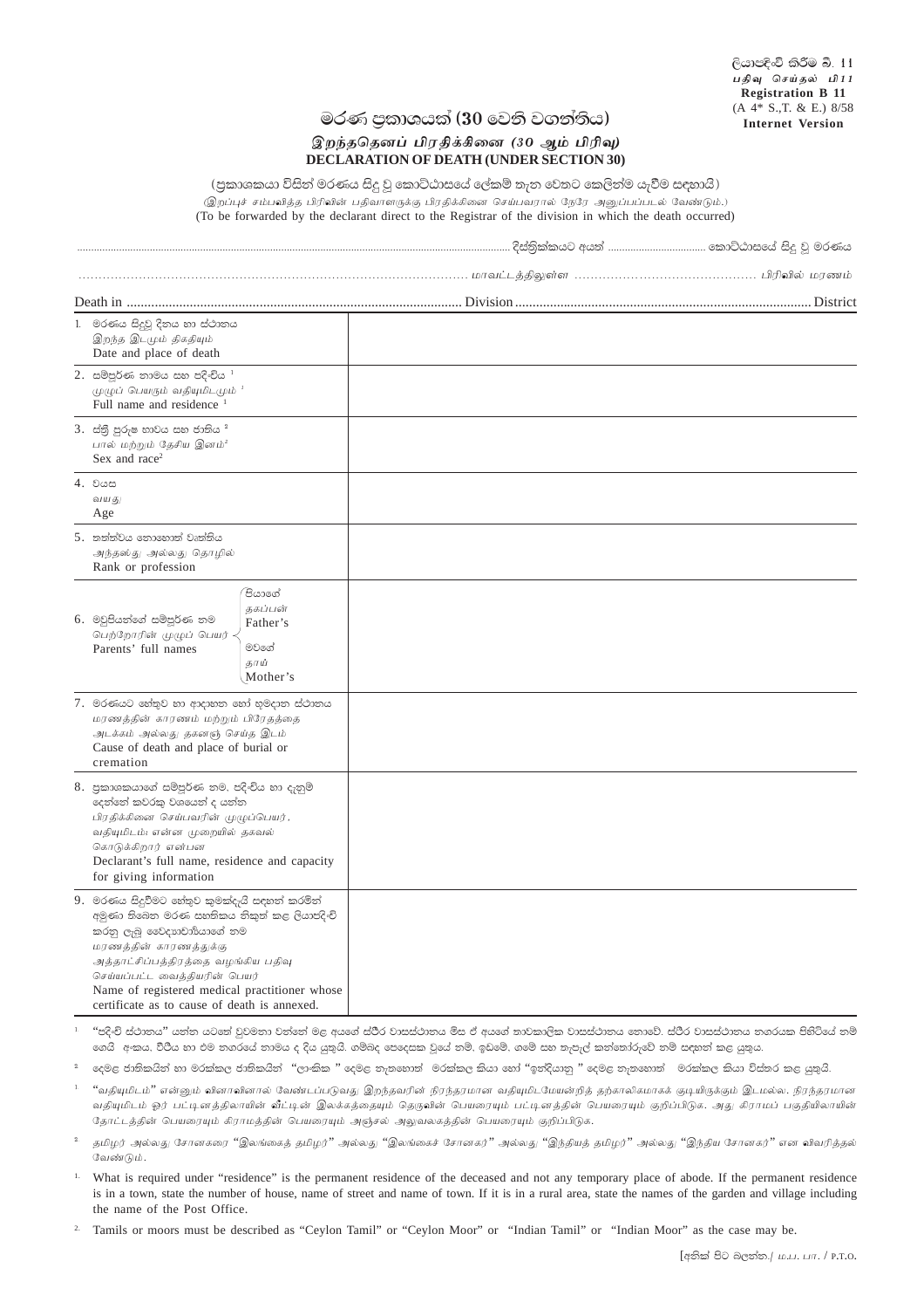ලියාපදිංචි කිරීම බී. 11
*பதிவு செய்தல் பி11*
**Registration B 11**
(A 4* S.,T. & E.) 8/58
**Internet Version**

# මරණ ප්‍රකාශයක් (30 වෙනි වගන්තිය)
## *இறந்ததெனப் பிரதிக்கினை (30 ஆம் பிரிவு)*
## DECLARATION OF DEATH (UNDER SECTION 30)

(ප්‍රකාශකයා විසින් මරණය සිදු වූ කොට්ඨාසයේ ලේකම් තැන වෙතට කෙලින්ම යැවීම සඳහායි)
*(இறப்புச் சம்பவித்த பிரிவின் பதிவாளருக்கு பிரதிக்கினை செய்பவரால் நேரே அனுப்பப்படல் வேண்டும்.)*
(To be forwarded by the declarant direct to the Registrar of the division in which the death occurred)

.................................................................. දිස්ත්‍රික්කයට අයත් .................................. කොට්ඨාසයේ සිදු වූ මරණය

.................................................................. *மாவட்டத்திலுள்ள* .................................. *பிரிவில் மரணம்*

Death in .................................................................. Division .................................................................. District

| | |
|---|---|
| 1. මරණය සිදුවූ දිනය හා ස්ථානය<br>*இறந்த இடமும் திகதியும்*<br>Date and place of death | |
| 2. සම්පූර්ණ නාමය සහ පදිංචිය [1]<br>*முழுப் பெயரும் வதியுமிடமும்* [1]<br>Full name and residence [1] | |
| 3. ස්ත්‍රී පුරුෂ භාවය සහ ජාතිය [2]<br>*பால் மற்றும் தேசிய இனம்*[2]<br>Sex and race[2] | |
| 4. වයස<br>*வயது*<br>Age | |
| 5. තත්ත්වය නොහොත් වෘත්තිය<br>*அந்தஸ்து அல்லது தொழில்*<br>Rank or profession | |
| 6. මවුපියන්ගේ සම්පූර්ණ නම<br>*பெற்றோரின் முழுப் பெயர்*<br>Parents' full names — පියාගේ / *தகப்பன்* / Father's | |
| මවගේ / *தாய்* / Mother's | |
| 7. මරණයට හේතුව හා ආදාහන හෝ භූමදාන ස්ථානය<br>*மரணத்தின் காரணம் மற்றும் பிரேதத்தை அடக்கம் அல்லது தகனஞ் செய்த இடம்*<br>Cause of death and place of burial or cremation | |
| 8. ප්‍රකාශකයාගේ සම්පූර්ණ නම, පදිංචිය හා දැනුම් දෙන්නේ කවරකු වශයෙන් ද යන්න<br>*பிரதிக்கினை செய்பவரின் முழுப்பெயர், வதியுமிடம்: என்ன முறையில் தகவல் கொடுக்கிறார் என்பன*<br>Declarant's full name, residence and capacity for giving information | |
| 9. මරණය සිදුවීමට හේතුව කුමක්දැයි සඳහන් කරමින් අමුණා තිබෙන මරණ සහතිකය නිකුත් කළ ලියාපදිංචි කරනු ලැබූ වෛද්‍යාචාර්යයාගේ නම<br>*மரணத்தின் காரணத்துக்கு அத்தாட்சிப்பத்திரத்தை வழங்கிய பதிவு செய்யப்பட்ட வைத்தியரின் பெயர்*<br>Name of registered medical practitioner whose certificate as to cause of death is annexed. | |

[1] "පදිංචි ස්ථානය" යන්න යටතේ වුවමනා වන්නේ මළ අයගේ ස්ථිර වාසස්ථානය මිස ඒ අයගේ තාවකාලික වාසස්ථානය නොවේ. ස්ථිර වාසස්ථානය නගරයක පිහිටියේ නම් ගෙයි අංකය, වීථිය හා එම නගරයේ නාමය ද දිය යුතුයි. ගම්බද පෙදෙසක වුයේ නම්, ඉඩමේ, ගමේ සහ තැපැල් කන්තෝරුවේ නම් සඳහන් කළ යුතුය.

[2] දෙමළ ජාතිකයින් හා මරක්කල ජාතිකයින් "ලාංකික " දෙමළ නැතහොත් මරක්කල කියා හෝ "ඉන්දියානු " දෙමළ නැතහොත් මරක්කල කියා විස්තර කළ යුතුයි.

[1] *"வதியுமிடம்" என்னும் வினாவினால் வேண்டப்படுவது இறந்தவரின் நிரந்தரமான வதியுமிடமேயன்றித் தற்காலிகமாகக் குடியிருக்கும் இடமல்ல. நிரந்தரமான வதியுமிடம் ஓர் பட்டினத்திலாயின் வீட்டின் இலக்கத்தையும் தெருவின் பெயரையும் பட்டினத்தின் பெயரையும் குறிப்பிடுக. அது கிராமப் பகுதியிலாயின் தோட்டத்தின் பெயரையும் கிராமத்தின் பெயரையும் அஞ்சல் அலுவலகத்தின் பெயரையும் குறிப்பிடுக.*

[2] *தமிழர் அல்லது சோனகரை "இலங்கைத் தமிழர்" அல்லது "இலங்கைச் சோனகர்" அல்லது "இந்தியத் தமிழர்" அல்லது "இந்திய சோனகர்" என விவரித்தல் வேண்டும்.*

1. What is required under "residence" is the permanent residence of the deceased and not any temporary place of abode. If the permanent residence is in a town, state the number of house, name of street and name of town. If it is in a rural area, state the names of the garden and village including the name of the Post Office.

2. Tamils or moors must be described as "Ceylon Tamil" or "Ceylon Moor" or "Indian Tamil" or "Indian Moor" as the case may be.

[අනික් පිට බලන්න./ *ம.ப. பா.* / P.T.O.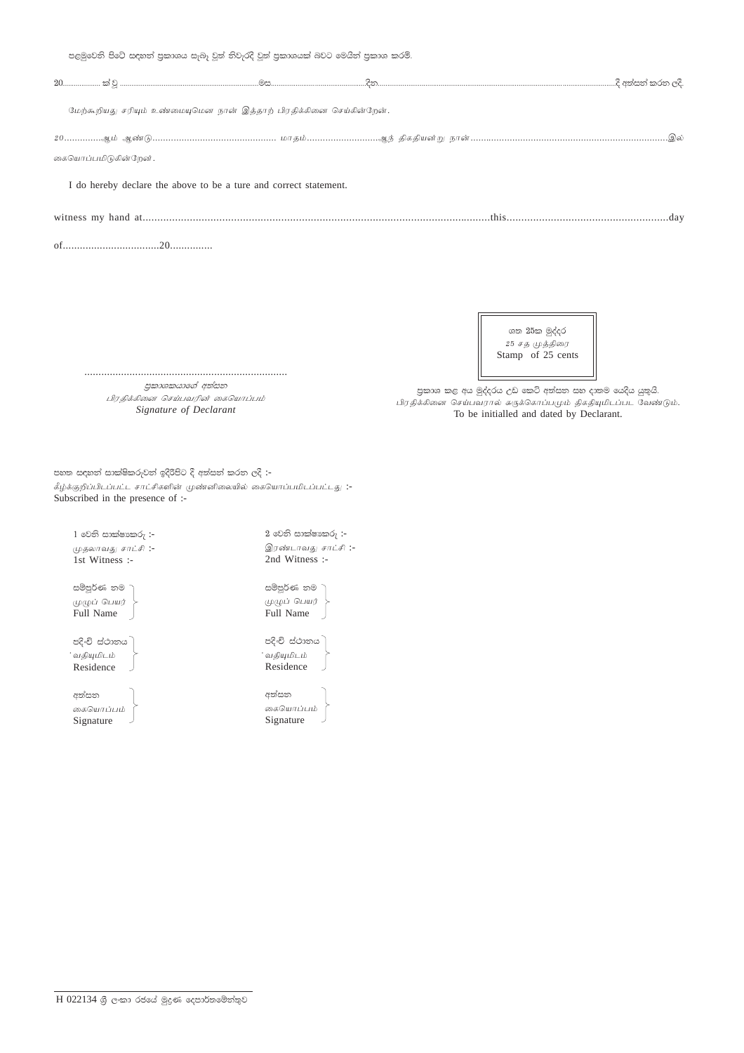පළමුවෙනි පිටේ සඳහන් ප්‍රකාශය සැබෑ වූත් නිවැරදි වූත් ප්‍රකාශයක් බවට මෙයින් ප්‍රකාශ කරමි.

20................... ක් වූ .......................................................................මස................................................දින.......................................................................................................................දී අත්සන් කරන ලදී.

மேற்கூறியது சரியும் உண்மையுமென நான் இத்தாற் பிரதிக்கினை செய்கின்றேன்.

20..............ஆம் ஆண்டு.............................................. மாதம்...........................ஆந் திகதியன்று நான்..........................................................................இல் கையொப்பமிடுகின்றேன்.

I do hereby declare the above to be a ture and correct statement.

witness my hand at........................................................................................................................this.......................................................day of.................................20...............

| ශත 25ක මුද්දර |
|---|
| 25 சத முத்திரை |
| Stamp of 25 cents |

.......................................................................

ප්‍රකාශකයාගේ අත්සන
பிரதிக்கினை செய்பவரின் கையொப்பம்
*Signature of Declarant*

ප්‍රකාශ කළ අය මුද්දරය උඩ කෙටි අත්සන සහ දාතම යෙදිය යුතුයි.
பிரதிக்கினை செய்பவரால் சுருக்கொப்பமும் திகதியுமிடப்பட வேண்டும்.
To be initialled and dated by Declarant.

පහත සඳහන් සාක්ෂිකරුවන් ඉදිරිපිට දී අත්සන් කරන ලදී :-
கீழ்க்குறிப்பிடப்பட்ட சாட்சிகளின் முன்னிலையில் கையொப்பமிடப்பட்டது :-
Subscribed in the presence of :-

| 1 වෙනි සාක්ෂිකරු :- முதலாவது சாட்சி :- 1st Witness :- | 2 වෙනි සාක්ෂිකරු :- இரண்டாவது சாட்சி :- 2nd Witness :- |
|---|---|
| සම්පූර්ණ නම / முழுப் பெயர் / Full Name | සම්පූර්ණ නම / முழுப் பெயர் / Full Name |
| පදිංචි ස්ථානය / வதியுமிடம் / Residence | පදිංචි ස්ථානය / வதியுமிடம் / Residence |
| අත්සන / கையொப்பம் / Signature | අත්සන / கையொப்பம் / Signature |

H 022134 ශ්‍රී ලංකා රජයේ මුද්‍රණ දෙපාර්තමේන්තුව